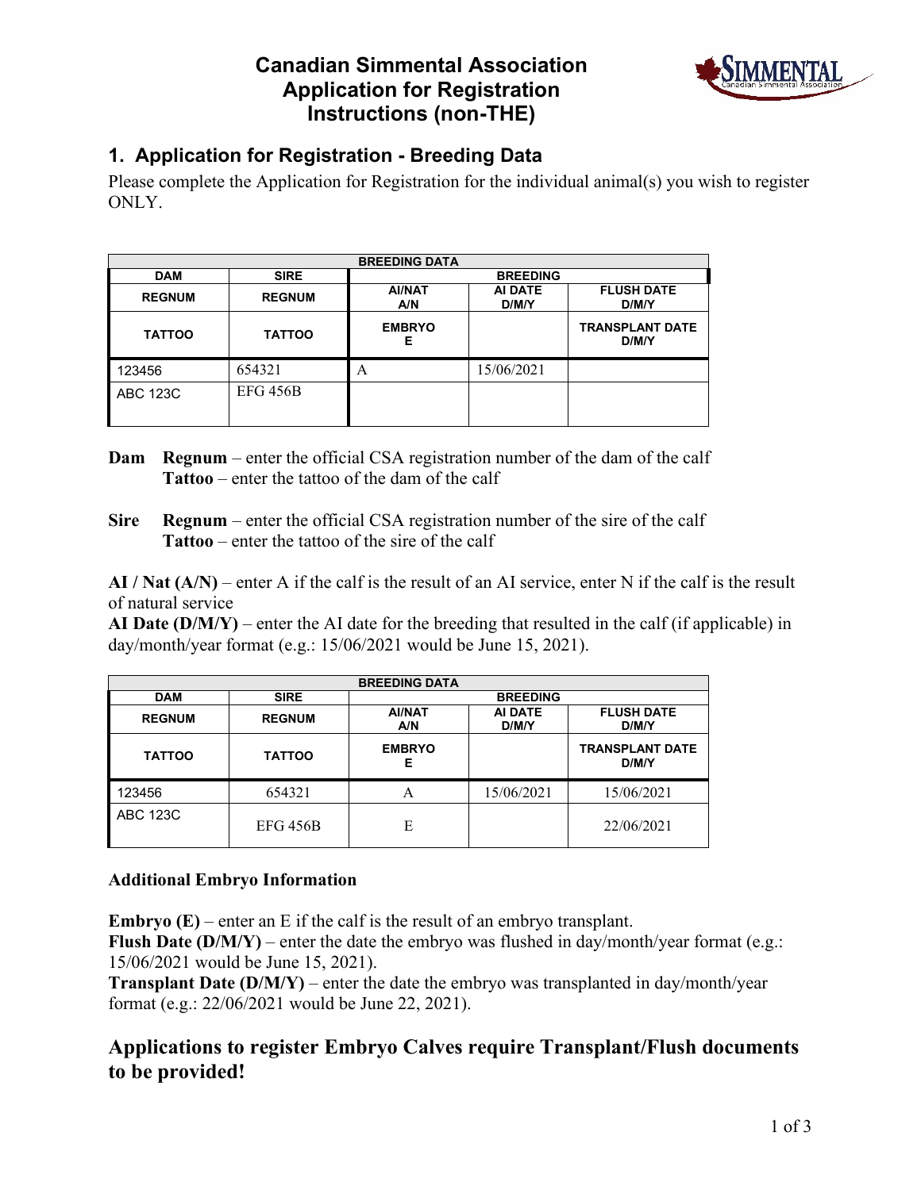# Canadian Simmental Association
# Application for Registration
# Instructions (non-THE)

## 1. Application for Registration - Breeding Data

Please complete the Application for Registration for the individual animal(s) you wish to register ONLY.

| BREEDING DATA | | | | |
|---|---|---|---|---|
| DAM | SIRE | BREEDING | | |
| REGNUM | REGNUM | AI/NAT A/N | AI DATE D/M/Y | FLUSH DATE D/M/Y |
| TATTOO | TATTOO | EMBRYO E | | TRANSPLANT DATE D/M/Y |
| 123456 | 654321 | A | 15/06/2021 | |
| ABC 123C | EFG 456B | | | |

**Dam** **Regnum** – enter the official CSA registration number of the dam of the calf
**Tattoo** – enter the tattoo of the dam of the calf

**Sire** **Regnum** – enter the official CSA registration number of the sire of the calf
**Tattoo** – enter the tattoo of the sire of the calf

**AI / Nat (A/N)** – enter A if the calf is the result of an AI service, enter N if the calf is the result of natural service
**AI Date (D/M/Y)** – enter the AI date for the breeding that resulted in the calf (if applicable) in day/month/year format (e.g.: 15/06/2021 would be June 15, 2021).

| BREEDING DATA | | | | |
|---|---|---|---|---|
| DAM | SIRE | BREEDING | | |
| REGNUM | REGNUM | AI/NAT A/N | AI DATE D/M/Y | FLUSH DATE D/M/Y |
| TATTOO | TATTOO | EMBRYO E | | TRANSPLANT DATE D/M/Y |
| 123456 | 654321 | A | 15/06/2021 | 15/06/2021 |
| ABC 123C | EFG 456B | E | | 22/06/2021 |

**Additional Embryo Information**

**Embryo (E)** – enter an E if the calf is the result of an embryo transplant.
**Flush Date (D/M/Y)** – enter the date the embryo was flushed in day/month/year format (e.g.: 15/06/2021 would be June 15, 2021).
**Transplant Date (D/M/Y)** – enter the date the embryo was transplanted in day/month/year format (e.g.: 22/06/2021 would be June 22, 2021).

## Applications to register Embryo Calves require Transplant/Flush documents to be provided!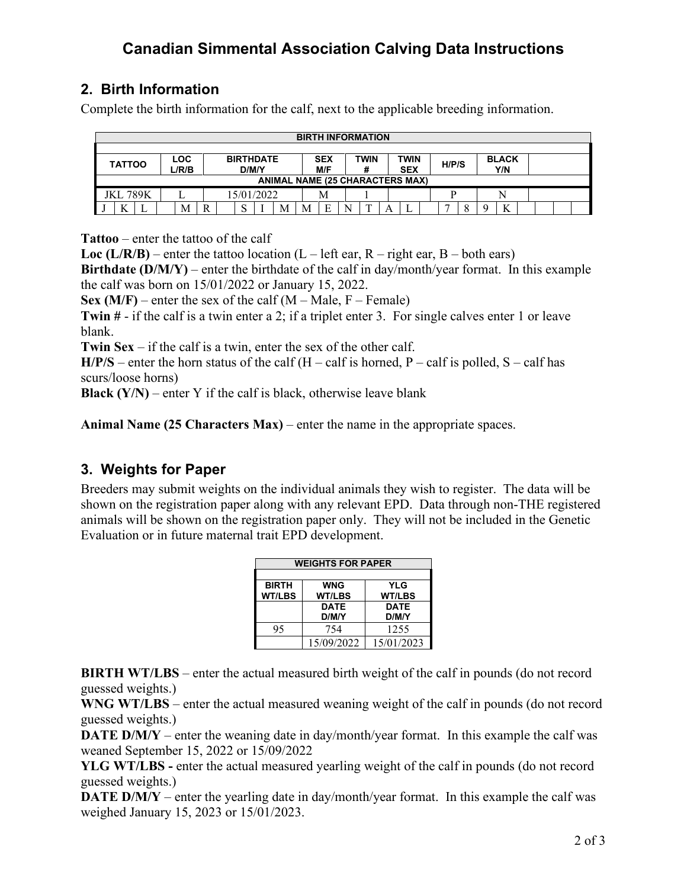## Canadian Simmental Association Calving Data Instructions

## 2. Birth Information

Complete the birth information for the calf, next to the applicable breeding information.

| BIRTH INFORMATION | | | | | | | | | |
|---|---|---|---|---|---|---|---|---|---|
| TATTOO | LOC L/R/B | BIRTHDATE D/M/Y | SEX M/F | TWIN # | TWIN SEX | H/P/S | BLACK Y/N | |
| ANIMAL NAME (25 CHARACTERS MAX) | | | | | | | | |
| JKL 789K | L | 15/01/2022 | M | 1 | | P | N | |
| J K L M R S I M M E N T A L 7 8 9 K | | | | | | | | |

**Tattoo** – enter the tattoo of the calf

**Loc (L/R/B)** – enter the tattoo location (L – left ear, R – right ear, B – both ears)

**Birthdate (D/M/Y)** – enter the birthdate of the calf in day/month/year format. In this example the calf was born on 15/01/2022 or January 15, 2022.

**Sex (M/F)** – enter the sex of the calf (M – Male, F – Female)

**Twin #** - if the calf is a twin enter a 2; if a triplet enter 3. For single calves enter 1 or leave blank.

**Twin Sex** – if the calf is a twin, enter the sex of the other calf.

**H/P/S** – enter the horn status of the calf (H – calf is horned, P – calf is polled, S – calf has scurs/loose horns)

**Black (Y/N)** – enter Y if the calf is black, otherwise leave blank

**Animal Name (25 Characters Max)** – enter the name in the appropriate spaces.

## 3. Weights for Paper

Breeders may submit weights on the individual animals they wish to register. The data will be shown on the registration paper along with any relevant EPD. Data through non-THE registered animals will be shown on the registration paper only. They will not be included in the Genetic Evaluation or in future maternal trait EPD development.

| WEIGHTS FOR PAPER | | |
|---|---|---|
| BIRTH WT/LBS | WNG WT/LBS | YLG WT/LBS |
| | DATE D/M/Y | DATE D/M/Y |
| 95 | 754 | 1255 |
| | 15/09/2022 | 15/01/2023 |

**BIRTH WT/LBS** – enter the actual measured birth weight of the calf in pounds (do not record guessed weights.)

**WNG WT/LBS** – enter the actual measured weaning weight of the calf in pounds (do not record guessed weights.)

**DATE D/M/Y** – enter the weaning date in day/month/year format. In this example the calf was weaned September 15, 2022 or 15/09/2022

**YLG WT/LBS -** enter the actual measured yearling weight of the calf in pounds (do not record guessed weights.)

**DATE D/M/Y** – enter the yearling date in day/month/year format. In this example the calf was weighed January 15, 2023 or 15/01/2023.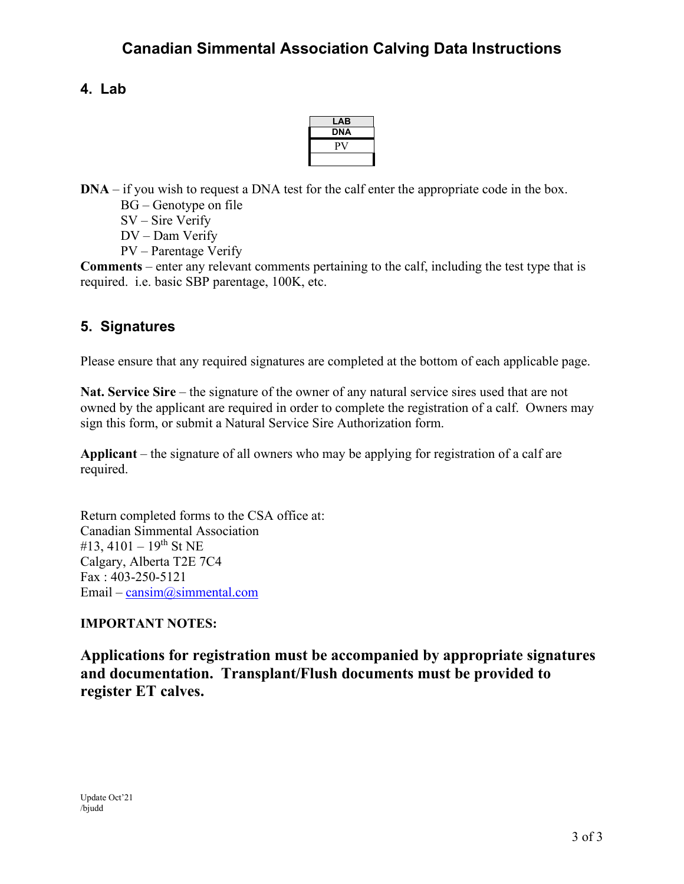# Canadian Simmental Association Calving Data Instructions

## 4. Lab

| LAB |
|---|
| DNA |
| PV |
| |

**DNA** – if you wish to request a DNA test for the calf enter the appropriate code in the box.

- BG – Genotype on file
- SV – Sire Verify
- DV – Dam Verify
- PV – Parentage Verify

**Comments** – enter any relevant comments pertaining to the calf, including the test type that is required. i.e. basic SBP parentage, 100K, etc.

## 5. Signatures

Please ensure that any required signatures are completed at the bottom of each applicable page.

**Nat. Service Sire** – the signature of the owner of any natural service sires used that are not owned by the applicant are required in order to complete the registration of a calf. Owners may sign this form, or submit a Natural Service Sire Authorization form.

**Applicant** – the signature of all owners who may be applying for registration of a calf are required.

Return completed forms to the CSA office at:
Canadian Simmental Association
#13, 4101 – 19th St NE
Calgary, Alberta T2E 7C4
Fax : 403-250-5121
Email – cansim@simmental.com

**IMPORTANT NOTES:**

**Applications for registration must be accompanied by appropriate signatures and documentation. Transplant/Flush documents must be provided to register ET calves.**

Update Oct'21
/bjudd